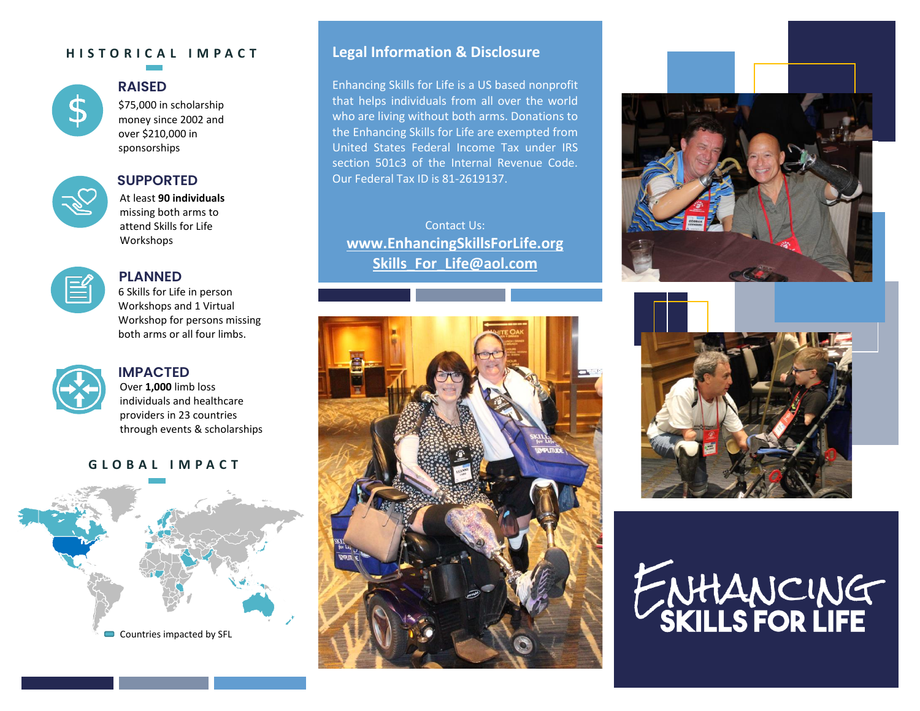## HISTORICAL IMPACT

### RAISED

$75,000 in scholarship money since 2002 and over $210,000 in sponsorships

### SUPPORTED

At least **90 individuals** missing both arms to attend Skills for Life Workshops

### PLANNED

6 Skills for Life in person Workshops and 1 Virtual Workshop for persons missing both arms or all four limbs.

### IMPACTED

Over **1,000** limb loss individuals and healthcare providers in 23 countries through events & scholarships

## GLOBAL IMPACT

Countries impacted by SFL

## Legal Information & Disclosure

Enhancing Skills for Life is a US based nonprofit that helps individuals from all over the world who are living without both arms. Donations to the Enhancing Skills for Life are exempted from United States Federal Income Tax under IRS section 501c3 of the Internal Revenue Code. Our Federal Tax ID is 81-2619137.

Contact Us:

**www.EnhancingSkillsForLife.org**

**Skills_For_Life@aol.com**

ENHANCING SKILLS FOR LIFE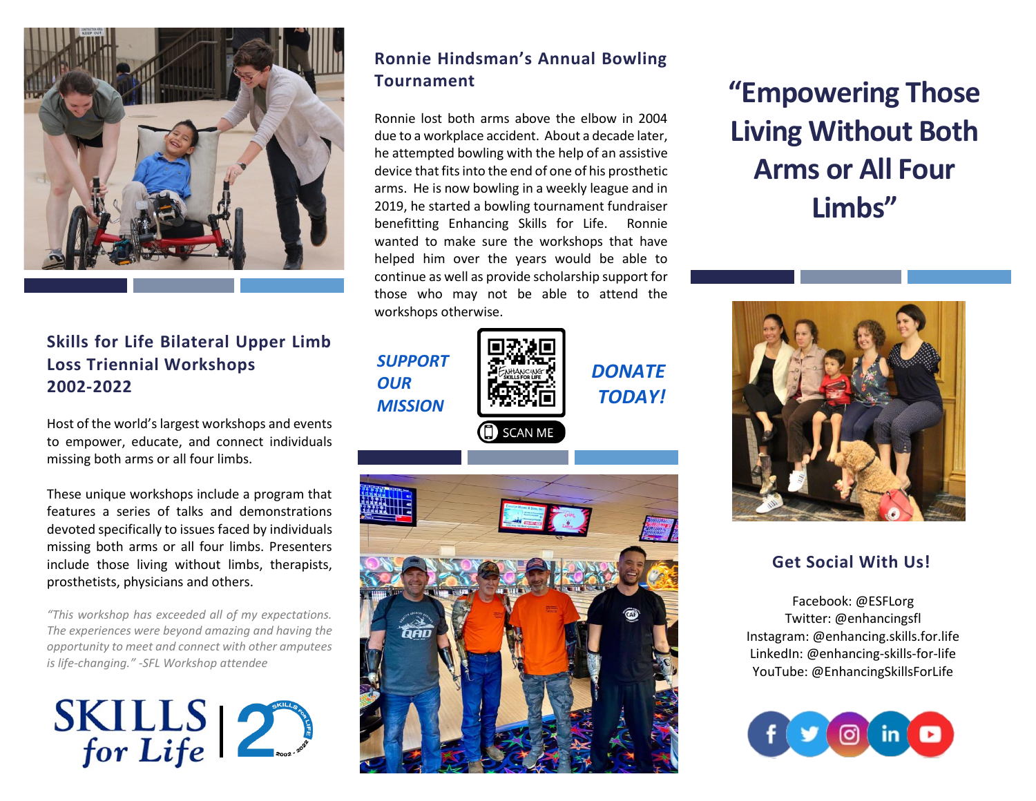## Skills for Life Bilateral Upper Limb Loss Triennial Workshops 2002-2022

Host of the world's largest workshops and events to empower, educate, and connect individuals missing both arms or all four limbs.

These unique workshops include a program that features a series of talks and demonstrations devoted specifically to issues faced by individuals missing both arms or all four limbs. Presenters include those living without limbs, therapists, prosthetists, physicians and others.

*"This workshop has exceeded all of my expectations. The experiences were beyond amazing and having the opportunity to meet and connect with other amputees is life-changing." -SFL Workshop attendee*

SKILLS for Life | 20 SKILLS FOR LIFE 2002 - 2022

## Ronnie Hindsman's Annual Bowling Tournament

Ronnie lost both arms above the elbow in 2004 due to a workplace accident. About a decade later, he attempted bowling with the help of an assistive device that fits into the end of one of his prosthetic arms. He is now bowling in a weekly league and in 2019, he started a bowling tournament fundraiser benefitting Enhancing Skills for Life. Ronnie wanted to make sure the workshops that have helped him over the years would be able to continue as well as provide scholarship support for those who may not be able to attend the workshops otherwise.

***SUPPORT OUR MISSION***

SCAN ME

***DONATE TODAY!***

# "Empowering Those Living Without Both Arms or All Four Limbs"

## Get Social With Us!

Facebook: @ESFLorg
Twitter: @enhancingsfl
Instagram: @enhancing.skills.for.life
LinkedIn: @enhancing-skills-for-life
YouTube: @EnhancingSkillsForLife